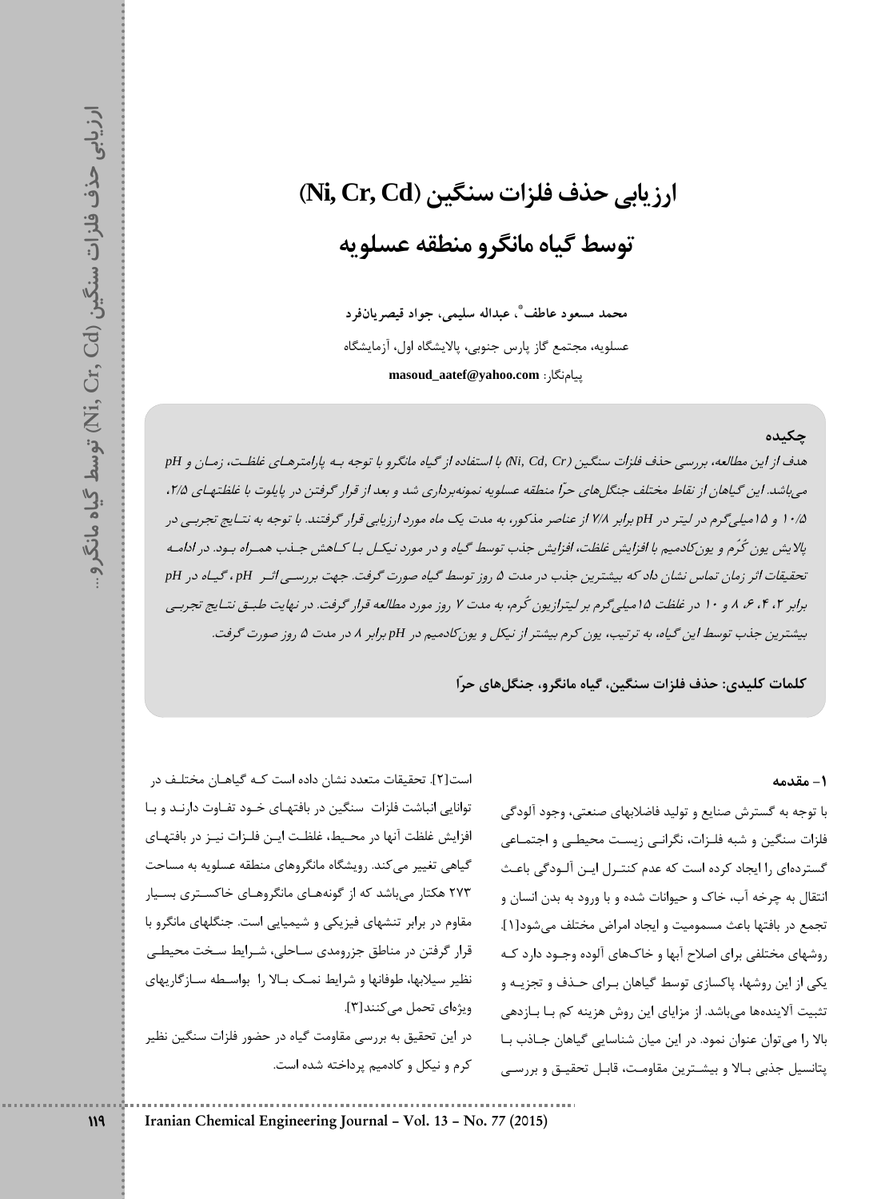# ارزیابی حذف فلزات سنگین (Ni, Cr, Cd) توسط گیاه مانگرو منطقه عسلویه

**محمد مسعود عاطف***، **عبداله سلیمی، جواد قیصریان‌فرد**

عسلویه، مجتمع گاز پارس جنوبی، پالایشگاه اول، آزمایشگاه

پیام‌نگار: **masoud_aatef@yahoo.com**

## چکیده

*هدف از این مطالعه، بررسی حذف فلزات سنگین (Ni, Cd, Cr) با استفاده از گیاه مانگرو با توجه به پارامترهای غلظت، زمان و pH می‌باشد. این گیاهان از نقاط مختلف جنگل‌های حرّا منطقه عسلویه نمونه‌برداری شد و بعد از قرار گرفتن در پایلوت با غلظتهای ۲/۵، ۱۰/۵ و ۱۵میلی‌گرم در لیتر در pH برابر ۷/۸ از عناصر مذکور، به مدت یک ماه مورد ارزیابی قرار گرفتند. با توجه به نتایج تجربی در پالایش یون کُرم و یون‌کادمیم با افزایش غلظت، افزایش جذب توسط گیاه و در مورد نیکل با کاهش جذب همراه بود. در ادامه تحقیقات اثر زمان تماس نشان داد که بیشترین جذب در مدت ۵ روز توسط گیاه صورت گرفت. جهت بررسی اثر pH، گیاه در pH برابر ۲، ۴، ۶، ۸ و ۱۰ در غلظت ۱۵میلی‌گرم بر لیترازیون کُرم، به مدت ۷ روز مورد مطالعه قرار گرفت. در نهایت طبق نتایج تجربی بیشترین جذب توسط این گیاه، به ترتیب، یون کرم بیشتر از نیکل و یون‌کادمیم در pH برابر ۸ در مدت ۵ روز صورت گرفت.*

**کلمات کلیدی: حذف فلزات سنگین، گیاه مانگرو، جنگل‌های حرّا**

## ۱- مقدمه

با توجه به گسترش صنایع و تولید فاضلابهای صنعتی، وجود آلودگی فلزات سنگین و شبه فلزات، نگرانی زیست محیطی و اجتماعی گسترده‌ای را ایجاد کرده است که عدم کنترل این آلودگی باعث انتقال به چرخه آب، خاک و حیوانات شده و با ورود به بدن انسان و تجمع در بافتها باعث مسمومیت و ایجاد امراض مختلف می‌شود[۱]. روشهای مختلفی برای اصلاح آبها و خاک‌های آلوده وجود دارد که یکی از این روشها، پاکسازی توسط گیاهان برای حذف و تجزیه و تثبیت آلاینده‌ها می‌باشد. از مزایای این روش هزینه کم با بازدهی بالا را می‌توان عنوان نمود. در این میان شناسایی گیاهان جاذب با پتانسیل جذبی بالا و بیشترین مقاومت، قابل تحقیق و بررسی است[۲]. تحقیقات متعدد نشان داده است که گیاهان مختلف در توانایی انباشت فلزات سنگین در بافتهای خود تفاوت دارند و با افزایش غلظت آنها در محیط، غلظت این فلزات نیز در بافتهای گیاهی تغییر می‌کند. رویشگاه مانگروهای منطقه عسلویه به مساحت ۲۷۳ هکتار می‌باشد که از گونه‌های مانگروهای خاکستری بسیار مقاوم در برابر تنشهای فیزیکی و شیمیایی است. جنگلهای مانگرو با قرار گرفتن در مناطق جزرومدی ساحلی، شرایط سخت محیطی نظیر سیلابها، طوفانها و شرایط نمک بالا را بواسطه سازگاریهای ویژه‌ای تحمل می‌کنند[۳].

در این تحقیق به بررسی مقاومت گیاه در حضور فلزات سنگین نظیر کرم و نیکل و کادمیم پرداخته شده است.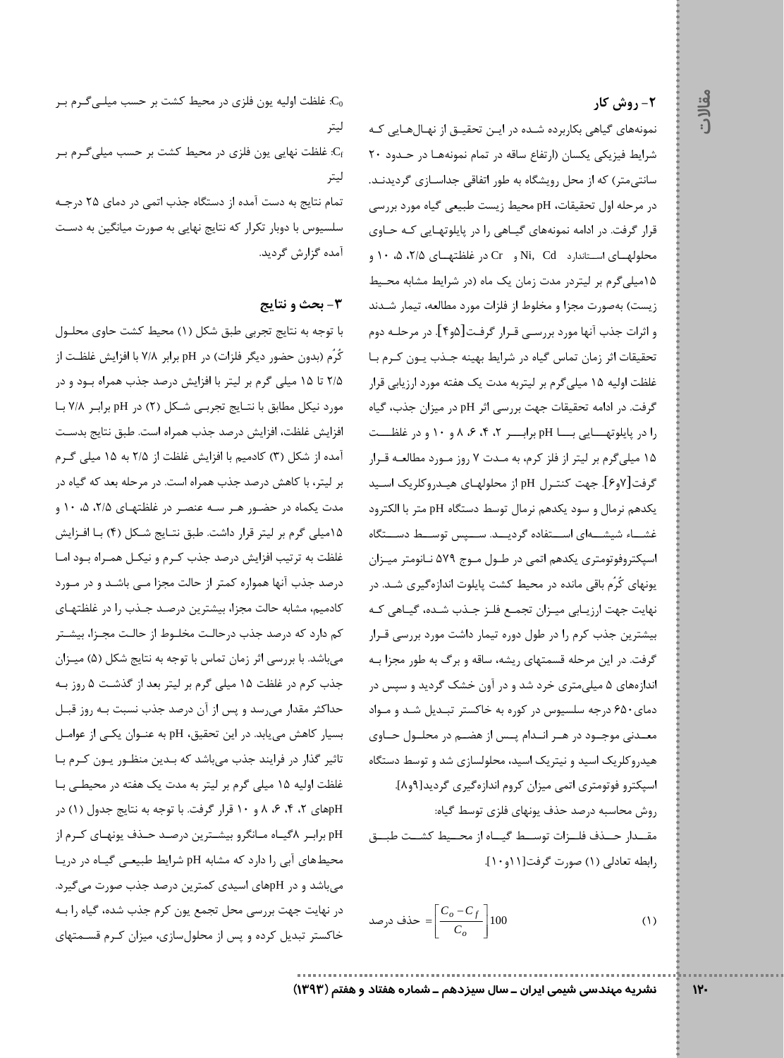## ۲- روش کار

نمونه‌های گیاهی بکاربرده شده در این تحقیق از نهال‌هایی که شرایط فیزیکی یکسان (ارتفاع ساقه در تمام نمونه‌ها در حدود ۲۰ سانتی‌متر) که از محل رویشگاه به طور اتفاقی جداسازی گردیدند. در مرحله اول تحقیقات، pH محیط زیست طبیعی گیاه مورد بررسی قرار گرفت. در ادامه نمونه‌های گیاهی را در پایلوتهایی که حاوی محلولهای استاندارد Ni, Cd و Cr در غلظتهای ۲/۵، ۵، ۱۰ و ۱۵میلی‌گرم بر لیتردر مدت زمان یک ماه (در شرایط مشابه محیط زیست) به‌صورت مجزا و مخلوط از فلزات مورد مطالعه، تیمار شدند و اثرات جذب آنها مورد بررسی قرار گرفت[۵و۴]. در مرحله دوم تحقیقات اثر زمان تماس گیاه در شرایط بهینه جذب یون کرم با غلظت اولیه ۱۵ میلی‌گرم بر لیتربه مدت یک هفته مورد ارزیابی قرار گرفت. در ادامه تحقیقات جهت بررسی اثر pH در میزان جذب، گیاه را در پایلوتهایی با pH برابر ۲، ۴، ۶، ۸ و ۱۰ و در غلظت ۱۵ میلی‌گرم بر لیتر از فلز کرم، به مدت ۷ روز مورد مطالعه قرار گرفت[۷و۶]. جهت کنترل pH از محلولهای هیدروکلریک اسید یکدهم نرمال و سود یکدهم نرمال توسط دستگاه pH متر با الکترود غشاء شیشه‌ای استفاده گردید. سپس توسط دستگاه اسپکتروفوتومتری یکدهم اتمی در طول موج ۵۷۹ نانومتر میزان یونهای کُرُم باقی مانده در محیط کشت پایلوت اندازه‌گیری شد. در نهایت جهت ارزیابی میزان تجمع فلز جذب شده، گیاهی که بیشترین جذب کرم را در طول دوره تیمار داشت مورد بررسی قرار گرفت. در این مرحله قسمتهای ریشه، ساقه و برگ به طور مجزا به اندازه‌های ۵ میلی‌متری خرد شد و در آون خشک گردید و سپس در دمای ۶۵۰ درجه سلسیوس در کوره به خاکستر تبدیل شد و مواد معدنی موجود در هر اندام پس از هضم در محلول حاوی هیدروکلریک اسید و نیتریک اسید، محلولسازی شد و توسط دستگاه اسپکترو فوتومتری اتمی میزان کروم اندازه‌گیری گردید[۹و۸].

روش محاسبه درصد حذف یونهای فلزی توسط گیاه:

مقدار حذف فلزات توسط گیاه از محیط کشت طبق رابطه تعادلی (۱) صورت گرفت[۱۱و۱۰].

$$\text{درصد حذف} = \left[\frac{C_o - C_f}{C_o}\right]100 \qquad (1)$$

$C_0$: غلظت اولیه یون فلزی در محیط کشت بر حسب میلی‌گرم بر لیتر

$C_f$: غلظت نهایی یون فلزی در محیط کشت بر حسب میلی‌گرم بر لیتر

تمام نتایج به دست آمده از دستگاه جذب اتمی در دمای ۲۵ درجه سلسیوس با دوبار تکرار که نتایج نهایی به صورت میانگین به دست آمده گزارش گردید.

## ۳- بحث و نتایج

با توجه به نتایج تجربی طبق شکل (۱) محیط کشت حاوی محلول کُرُم (بدون حضور دیگر فلزات) در pH برابر ۷/۸ با افزایش غلظت از ۲/۵ تا ۱۵ میلی گرم بر لیتر با افزایش درصد جذب همراه بود و در مورد نیکل مطابق با نتایج تجربی شکل (۲) در pH برابر ۷/۸ با افزایش غلظت، افزایش درصد جذب همراه است. طبق نتایج بدست آمده از شکل (۳) کادمیم با افزایش غلظت از ۲/۵ به ۱۵ میلی گرم بر لیتر، با کاهش درصد جذب همراه است. در مرحله بعد که گیاه در مدت یکماه در حضور هر سه عنصر در غلظتهای ۲/۵، ۵، ۱۰ و ۱۵میلی گرم بر لیتر قرار داشت. طبق نتایج شکل (۴) با افزایش غلظت به ترتیب افزایش درصد جذب کرم و نیکل همراه بود اما درصد جذب آنها همواره کمتر از حالت مجزا می باشد و در مورد کادمیم، مشابه حالت مجزا، بیشترین درصد جذب را در غلظتهای کم دارد که درصد جذب درحالت مخلوط از حالت مجزا، بیشتر می‌باشد. با بررسی اثر زمان تماس با توجه به نتایج شکل (۵) میزان جذب کرم در غلظت ۱۵ میلی گرم بر لیتر بعد از گذشت ۵ روز به حداکثر مقدار می‌رسد و پس از آن درصد جذب نسبت به روز قبل بسیار کاهش می‌یابد. در این تحقیق، pH به عنوان یکی از عوامل تاثیر گذار در فرایند جذب می‌باشد که بدین منظور یون کرم با غلظت اولیه ۱۵ میلی گرم بر لیتر به مدت یک هفته در محیطی با pHهای ۲، ۴، ۶، ۸ و ۱۰ قرار گرفت. با توجه به نتایج جدول (۱) در pH برابر ۸گیاه مانگرو بیشترین درصد حذف یونهای کرم از محیط‌های آبی را دارد که مشابه pH شرایط طبیعی گیاه در دریا می‌باشد و در pHهای اسیدی کمترین درصد جذب صورت می‌گیرد. در نهایت جهت بررسی محل تجمع یون کرم جذب شده، گیاه را به خاکستر تبدیل کرده و پس از محلول‌سازی، میزان کرم قسمتهای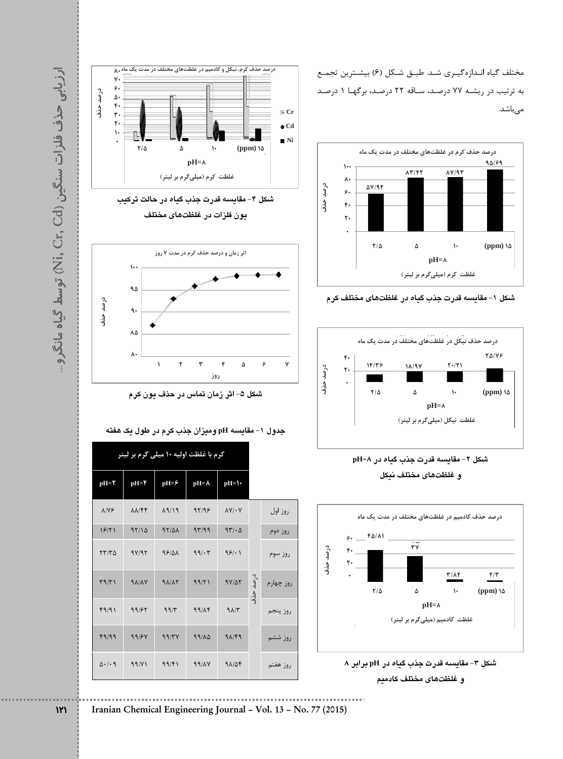مختلف گیاه اندازه‌گیری شد. طبق شکل (۶) بیشترین تجمع به ترتیب در ریشه ۷۷ درصد، ساقه ۲۲ درصد، برگ‌ها ۱ درصد می‌باشد.

**شکل ۱- مقایسه قدرت جذب گیاه در غلظت‌های مختلف کرم**

**شکل ۲- مقایسه قدرت جذب گیاه در pH=۸ و غلظت‌های مختلف نیکل**

**شکل ۳- مقایسه قدرت جذب گیاه در pH برابر ۸ و غلظت‌های مختلف کادمیم**

**شکل ۴- مقایسه قدرت جذب گیاه در حالت ترکیب یون فلزات در غلظت‌های مختلف**

**شکل ۵- اثر زمان تماس در حذف یون کرم**

**جدول ۱- مقایسه pH ومیزان جذب کرم در طول یک هفته**

| | | کرم با غلظت اولیه ۱۰ میلی گرم بر لیتر | | | | |
|---|---|---|---|---|---|---|
| | | pH=۱۰ | pH=۸ | pH=۶ | pH=۴ | pH=۲ |
| روز اول | درصد حذف | ۸۷/۰۷ | ۹۲/۹۶ | ۸۹/۱۹ | ۸۸/۴۴ | ۸/۷۶ |
| روز دوم | | ۹۳/۰۵ | ۹۳/۹۹ | ۹۲/۵۸ | ۹۲/۱۵ | ۱۶/۲۱ |
| روز سوم | | ۹۶/۰۱ | ۹۹/۰۳ | ۹۶/۵۸ | ۹۷/۹۲ | ۲۳/۳۵ |
| روز چهارم | | ۹۷/۵۲ | ۹۹/۲۱ | ۹۸/۸۲ | ۹۸/۸۷ | ۳۹/۳۱ |
| روز پنجم | | ۹۸/۳ | ۹۹/۸۴ | ۹۹/۳ | ۹۹/۶۲ | ۴۹/۹۱ |
| روز ششم | | ۹۸/۴۹ | ۹۹/۸۵ | ۹۹/۳۷ | ۹۹/۶۷ | ۴۹/۹۹ |
| روز هفتم | | ۹۸/۵۴ | ۹۹/۸۷ | ۹۹/۴۱ | ۹۹/۷۱ | ۵۰/۰۹ |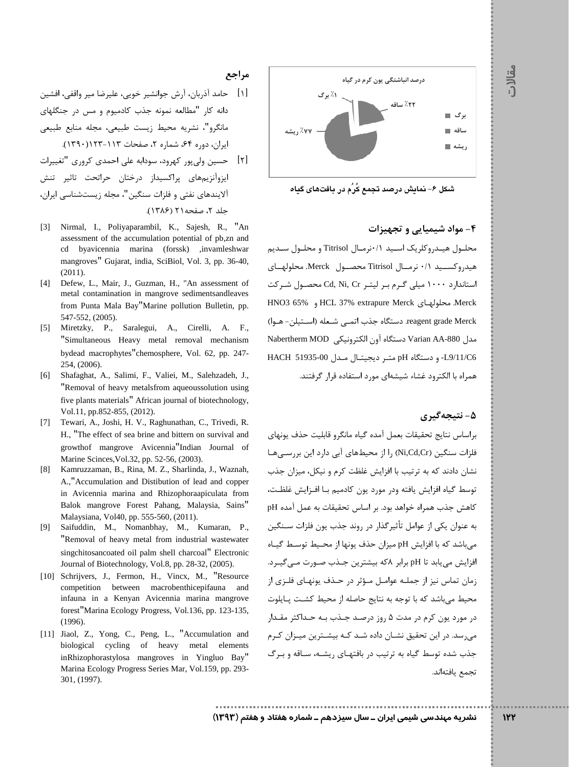درصد انباشتگی یون کرم در گیاه

۱٪ برگ

۲۲٪ ساقه

۷۷٪ ریشه

برگ

ساقه

ریشه

شکل ۶- نمایش درصد تجمع کُرُم در بافت‌های گیاه

## ۴- مواد شیمیایی و تجهیزات

محلول هیدروکلریک اسید ۰/۱نرمال Titrisol و محلول سدیم هیدروکسید ۰/۱ نرمال Titrisol محصول Merck. محلولهای استاندارد ۱۰۰۰ میلی گرم بر لیتر Cd, Ni, Cr محصول شرکت Merck. محلولهای HCL 37% extrapure Merck و HNO3 65% reagent grade Merck. دستگاه جذب اتمی شعله (استیلن- هوا) مدل Varian AA-880 دستگاه آون الکترونیکی Nabertherm MOD L9/11/C6- و دستگاه pH متر دیجیتال مدل HACH 51935-00 همراه با الکترود غشاء شیشه‌ای مورد استفاده قرار گرفتند.

## ۵- نتیجه‌گیری

براساس نتایج تحقیقات بعمل آمده گیاه مانگرو قابلیت حذف یونهای فلزات سنگین (Ni,Cd,Cr) را از محیط‌های آبی دارد این بررسی‌ها نشان دادند که به ترتیب با افزایش غلظت کرم و نیکل، میزان جذب توسط گیاه افزایش یافته ودر مورد یون کادمیم با افزایش غلظت، کاهش جذب همراه خواهد بود. بر اساس تحقیقات به عمل آمده pH به عنوان یکی از عوامل تأثیرگذار در روند جذب یون فلزات سنگین می‌باشد که با افزایش pH میزان حذف یونها از محیط توسط گیاه افزایش می‌یابد تا pH برابر ۸که بیشترین جذب صورت می‌گیرد. زمان تماس نیز از جمله عوامل مؤثر در حذف یونهای فلزی از محیط می‌باشد که با توجه به نتایج حاصله از محیط کشت پایلوت در مورد یون کرم در مدت ۵ روز درصد جذب به حداکثر مقدار می‌رسد. در این تحقیق نشان داده شد که بیشترین میزان کرم جذب شده توسط گیاه به ترتیب در بافتهای ریشه، ساقه و برگ تجمع یافته‌اند.

## مراجع

[۱] حامد آذربان، آرش جوانشیر خویی، علیرضا میر واقفی، افشین دانه کار "مطالعه نمونه جذب کادمیوم و مس در جنگلهای مانگرو"، نشریه محیط زیست طبیعی، مجله منابع طبیعی ایران، دوره ۶۴، شماره ۲، صفحات ۱۱۳-۱۲۳(۱۳۹۰).

[۲] حسین ولی‌پور کهرود، سودابه علی احمدی کروری "تغییرات ایزوآنزیم‌های پراکسیداز درختان حراتحت تاثیر تنش آلاینده‌های نفتی و فلزات سنگین"، مجله زیست‌شناسی ایران، جلد ۲، صفحه۲۱ (۱۳۸۶).

[3] Nirmal, I., Poliyaparambil, K., Sajesh, R., "An assessment of the accumulation potential of pb,zn and cd byavicennia marina (forssk) ,invamleshwar mangroves" Gujarat, india, SciBiol, Vol. 3, pp. 36-40, (2011).

[4] Defew, L., Mair, J., Guzman, H., "An assessment of metal contamination in mangrove sedimentsandleaves from Punta Mala Bay"Marine pollution Bulletin, pp. 547-552, (2005).

[5] Miretzky, P., Saralegui, A., Cirelli, A. F., "Simultaneous Heavy metal removal mechanism bydead macrophytes"chemosphere, Vol. 62, pp. 247-254, (2006).

[6] Shafaghat, A., Salimi, F., Valiei, M., Salehzadeh, J., "Removal of heavy metalsfrom aqueoussolution using five plants materials" African journal of biotechnology, Vol.11, pp.852-855, (2012).

[7] Tewari, A., Joshi, H. V., Raghunathan, C., Trivedi, R. H., "The effect of sea brine and bittern on survival and growthof mangrove Avicennia"Indian Journal of Marine Scinces,Vol.32, pp. 52-56, (2003).

[8] Kamruzzaman, B., Rina, M. Z., Sharlinda, J., Waznah, A.,"Accumulation and Distibution of lead and copper in Avicennia marina and Rhizophoraapiculata from Balok mangrove Forest Pahang, Malaysia, Sains" Malaysiana, Vol40, pp. 555-560, (2011).

[9] Saifuddin, M., Nomanbhay, M., Kumaran, P., "Removal of heavy metal from industrial wastewater singchitosancoated oil palm shell charcoal" Electronic Journal of Biotechnology, Vol.8, pp. 28-32, (2005).

[10] Schrijvers, J., Fermon, H., Vincx, M., "Resource competition between macrobenthicepifauna and infauna in a Kenyan Avicennia marina mangrove forest"Marina Ecology Progress, Vol.136, pp. 123-135, (1996).

[11] Jiaol, Z., Yong, C., Peng, L., "Accumulation and biological cycling of heavy metal elements inRhizophorastylosa mangroves in Yingluo Bay" Marina Ecology Progress Series Mar, Vol.159, pp. 293-301, (1997).